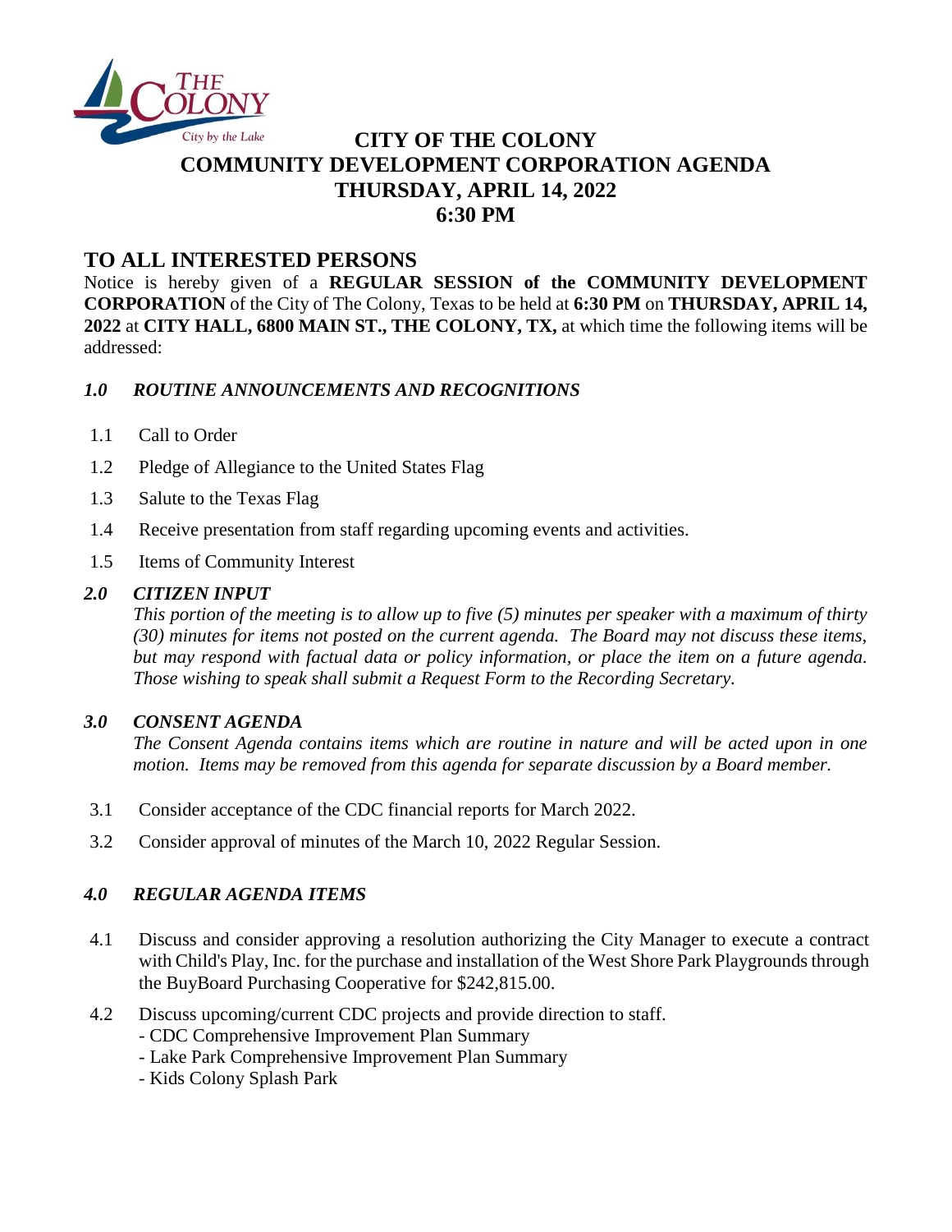# CITY OF THE COLONY
# COMMUNITY DEVELOPMENT CORPORATION AGENDA
# THURSDAY, APRIL 14, 2022
# 6:30 PM

## TO ALL INTERESTED PERSONS

Notice is hereby given of a **REGULAR SESSION of the COMMUNITY DEVELOPMENT CORPORATION** of the City of The Colony, Texas to be held at **6:30 PM** on **THURSDAY, APRIL 14, 2022** at **CITY HALL, 6800 MAIN ST., THE COLONY, TX,** at which time the following items will be addressed:

### *1.0 ROUTINE ANNOUNCEMENTS AND RECOGNITIONS*

1.1 Call to Order

1.2 Pledge of Allegiance to the United States Flag

1.3 Salute to the Texas Flag

1.4 Receive presentation from staff regarding upcoming events and activities.

1.5 Items of Community Interest

### *2.0 CITIZEN INPUT*

*This portion of the meeting is to allow up to five (5) minutes per speaker with a maximum of thirty (30) minutes for items not posted on the current agenda. The Board may not discuss these items, but may respond with factual data or policy information, or place the item on a future agenda. Those wishing to speak shall submit a Request Form to the Recording Secretary.*

### *3.0 CONSENT AGENDA*

*The Consent Agenda contains items which are routine in nature and will be acted upon in one motion. Items may be removed from this agenda for separate discussion by a Board member.*

3.1 Consider acceptance of the CDC financial reports for March 2022.

3.2 Consider approval of minutes of the March 10, 2022 Regular Session.

### *4.0 REGULAR AGENDA ITEMS*

4.1 Discuss and consider approving a resolution authorizing the City Manager to execute a contract with Child's Play, Inc. for the purchase and installation of the West Shore Park Playgrounds through the BuyBoard Purchasing Cooperative for $242,815.00.

4.2 Discuss upcoming/current CDC projects and provide direction to staff.
- CDC Comprehensive Improvement Plan Summary
- Lake Park Comprehensive Improvement Plan Summary
- Kids Colony Splash Park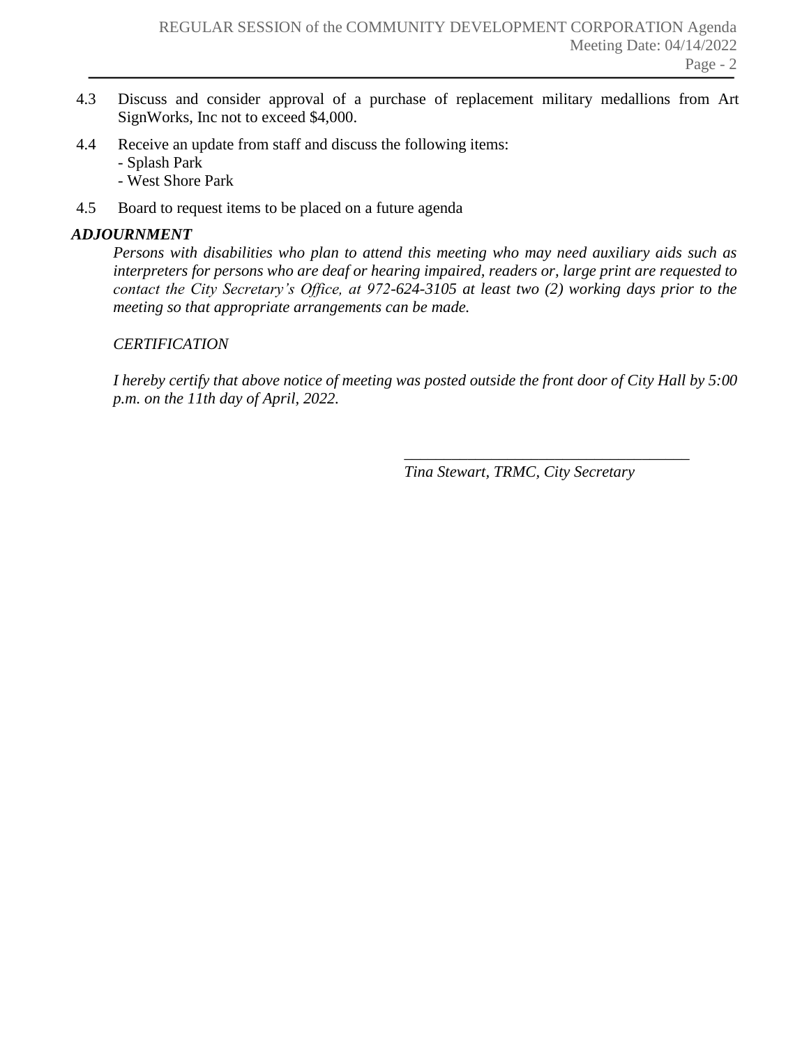4.3 Discuss and consider approval of a purchase of replacement military medallions from Art SignWorks, Inc not to exceed $4,000.

4.4 Receive an update from staff and discuss the following items:
- Splash Park
- West Shore Park

4.5 Board to request items to be placed on a future agenda

***ADJOURNMENT***

*Persons with disabilities who plan to attend this meeting who may need auxiliary aids such as interpreters for persons who are deaf or hearing impaired, readers or, large print are requested to contact the City Secretary's Office, at 972-624-3105 at least two (2) working days prior to the meeting so that appropriate arrangements can be made.*

*CERTIFICATION*

*I hereby certify that above notice of meeting was posted outside the front door of City Hall by 5:00 p.m. on the 11th day of April, 2022.*

\_\_\_\_\_\_\_\_\_\_\_\_\_\_\_\_\_\_\_\_\_\_\_\_\_\_\_\_\_\_\_\_\_\_\_\_

*Tina Stewart, TRMC, City Secretary*